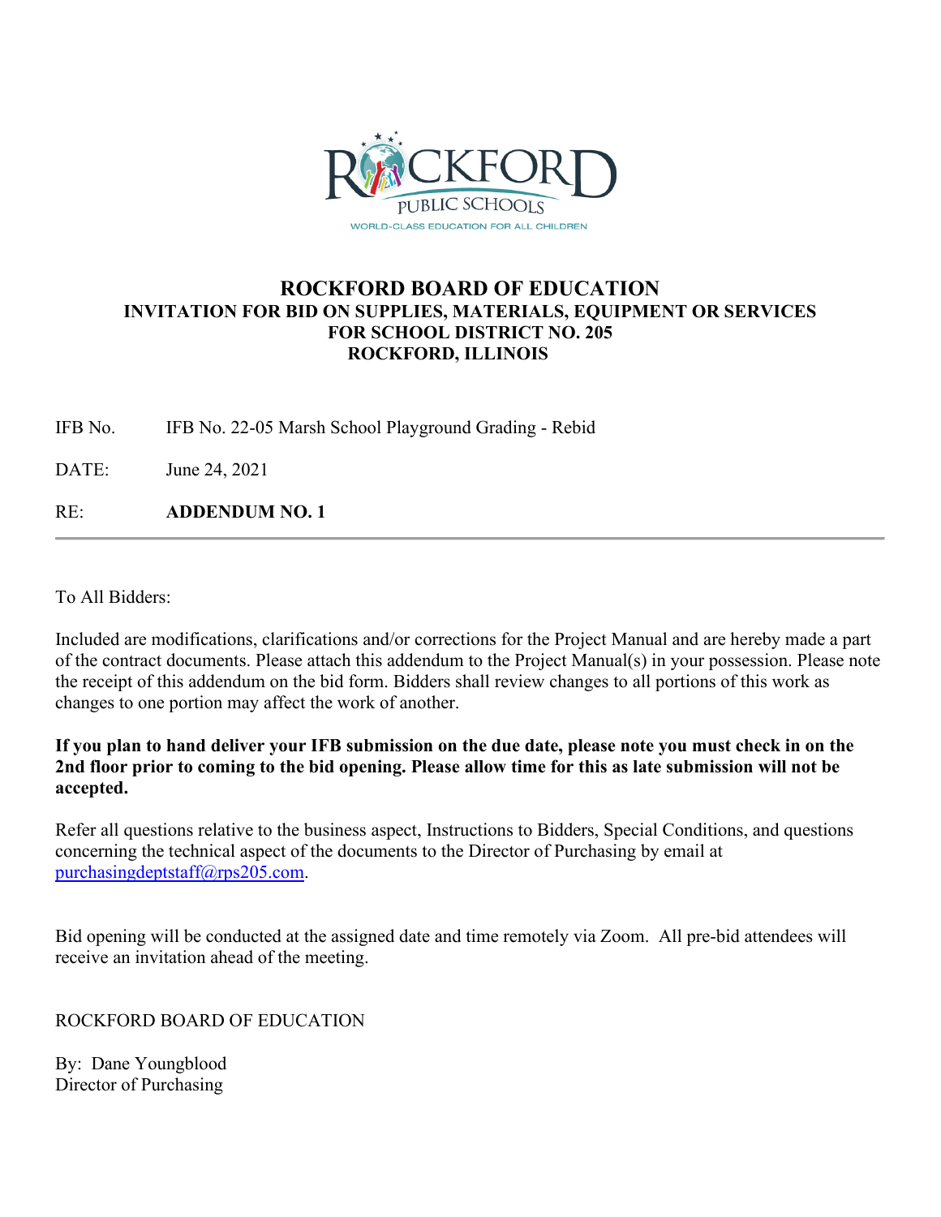ROCKFORD PUBLIC SCHOOLS

WORLD-CLASS EDUCATION FOR ALL CHILDREN

# ROCKFORD BOARD OF EDUCATION

## INVITATION FOR BID ON SUPPLIES, MATERIALS, EQUIPMENT OR SERVICES FOR SCHOOL DISTRICT NO. 205 ROCKFORD, ILLINOIS

IFB No. IFB No. 22-05 Marsh School Playground Grading - Rebid

DATE: June 24, 2021

RE: **ADDENDUM NO. 1**

---

To All Bidders:

Included are modifications, clarifications and/or corrections for the Project Manual and are hereby made a part of the contract documents. Please attach this addendum to the Project Manual(s) in your possession. Please note the receipt of this addendum on the bid form. Bidders shall review changes to all portions of this work as changes to one portion may affect the work of another.

**If you plan to hand deliver your IFB submission on the due date, please note you must check in on the 2nd floor prior to coming to the bid opening. Please allow time for this as late submission will not be accepted.**

Refer all questions relative to the business aspect, Instructions to Bidders, Special Conditions, and questions concerning the technical aspect of the documents to the Director of Purchasing by email at purchasingdeptstaff@rps205.com.

Bid opening will be conducted at the assigned date and time remotely via Zoom. All pre-bid attendees will receive an invitation ahead of the meeting.

ROCKFORD BOARD OF EDUCATION

By: Dane Youngblood
Director of Purchasing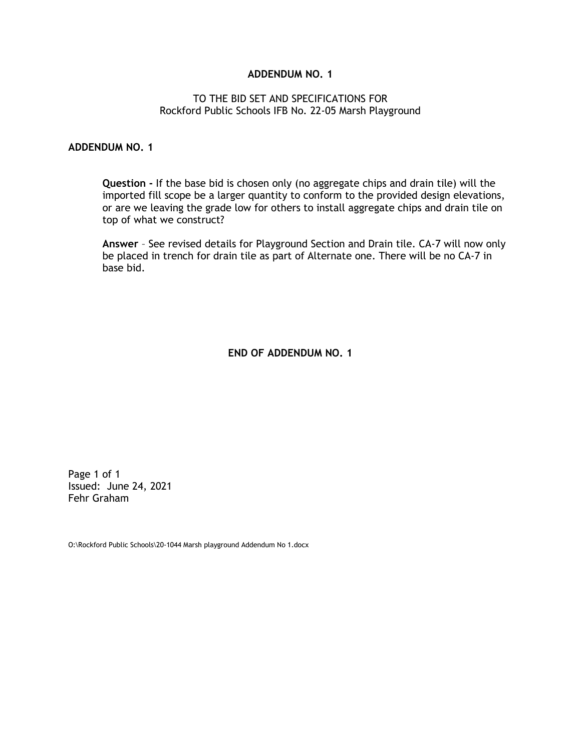**ADDENDUM NO. 1**

TO THE BID SET AND SPECIFICATIONS FOR
Rockford Public Schools IFB No. 22-05 Marsh Playground

**ADDENDUM NO. 1**

**Question -** If the base bid is chosen only (no aggregate chips and drain tile) will the imported fill scope be a larger quantity to conform to the provided design elevations, or are we leaving the grade low for others to install aggregate chips and drain tile on top of what we construct?

**Answer** – See revised details for Playground Section and Drain tile. CA-7 will now only be placed in trench for drain tile as part of Alternate one. There will be no CA-7 in base bid.

**END OF ADDENDUM NO. 1**

Issued: June 24, 2021
Fehr Graham

O:\Rockford Public Schools\20-1044 Marsh playground Addendum No 1.docx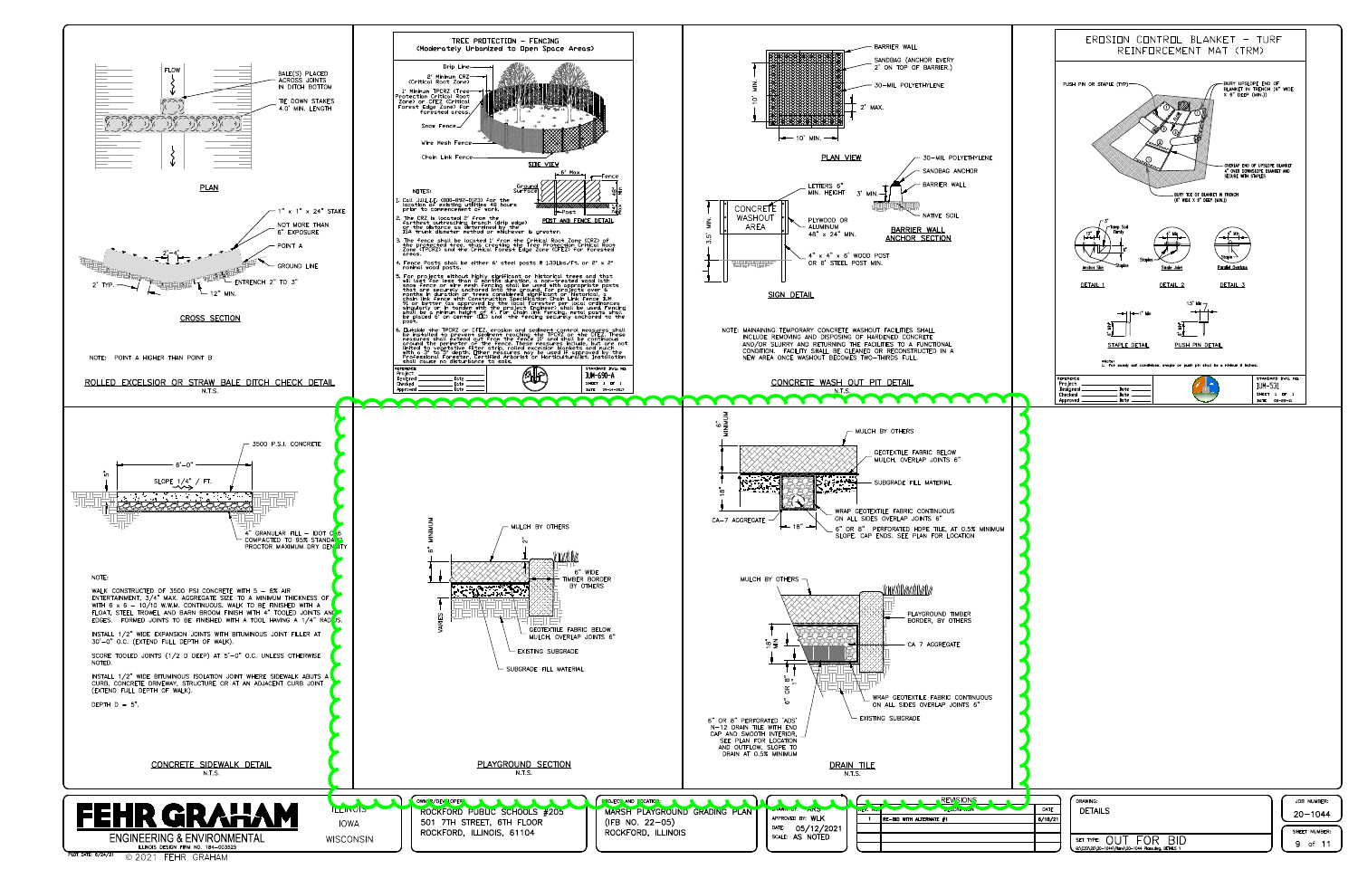## ROLLED EXCELSIOR OR STRAW BALE DITCH CHECK DETAIL
N.T.S.

FLOW

BALE(S) PLACED ACROSS JOINTS IN DITCH BOTTOM

TIE DOWN STAKES 4.0' MIN. LENGTH

PLAN

1" x 1" x 24" STAKE

NOT MORE THAN 6" EXPOSURE

POINT A

GROUND LINE

ENTRENCH 2" TO 3"

2'-4'

2' TYP.

12" MIN.

CROSS SECTION

NOTE: POINT A HIGHER THAN POINT B

## TREE PROTECTION - FENCING
(Moderately Urbanized to Open Space Areas)

Drip Line

8' Minimum CRZ (Critical Root Zone)

1' Minimum TPCRZ (Tree Protection Critical Root Zone) or CFEZ (Critical Forest Edge Zone) For forested areas

Snow Fence

Wire Mesh Fence

Chain Link Fence

SIDE VIEW

6' Max.

Fence

Ground Surface

Post

POST AND FENCE DETAIL

NOTES:

1. Call JULIE (800-892-0123) for the location of existing utilities 48 hours prior to commencement of work.
2. The CRZ is located 8' from the furthest outreaching branch (drip edge) or the distance as determined by the ISA trunk diameter method or whichever is greater.
3. The fence shall be located 1' from the Critical Root Zone (CRZ) of the protected tree, thus creating the Tree Protection Critical Root Zone (TPCRZ) and the Critical Forest Edge Zone (CFEZ) for forested areas.
4. Fence Posts shall be either 6' steel posts @ 1.33Lbs/Ft. or 2" x 2" nominal wood posts.
5. For projects without highly significant or historical trees and that will last for less than 6 months duration, a non-treated wood lath snow fence or wire mesh fencing shall be used with appropriate posts that are securely anchored into the ground. For projects over 6 months in duration or trees considered significant or historical, a chain link fence with Construction Specification Chain Link Fence ILM 91 or better (as approved by the local forester per local ordinances singularly or in tandem with the project Engineer) shall be used. Fencing shall be a minimum height of 4'. For Chain link fencing, metal posts shall be placed 6' on center (OC) and the fencing securely anchored to the post.
6. Outside the TPCRZ or CFEZ, erosion and sediment control measures shall be installed to prevent sediment reaching the TPCRZ or the CFEZ. These measures shall extend out from the fence 10' and shall be continuous around the perimeter of the fence. These measures include, but are not limited to vegetative filter strip, rolled excelsior blankets and mulch with a 3" to 5" depth. Other measures may be used if approved by the Professional Forester, Certified Arborist or Horticulturalist. Installation shall cause no disturbance to soils.

| | |
|---|---|
| Project | |
| Designed | Date |
| Checked | Date |
| Approved | Date |

STANDARD DWG. NO. IUM-690-A

SHEET 1 OF 1

## CONCRETE WASH OUT PIT DETAIL
N.T.S.

BARRIER WALL

SANDBAG (ANCHOR EVERY 2' ON TOP OF BARRIER)

30-MIL POLYETHYLENE

10' MIN.

2' MAX.

10' MIN.

PLAN VIEW

30-MIL POLYETHYLENE

SANDBAG ANCHOR

BARRIER WALL

LETTERS 6" MIN. HEIGHT

3' MIN.

NATIVE SOIL

BARRIER WALL ANCHOR SECTION

CONCRETE WASHOUT AREA

3.5' MIN.

PLYWOOD OR ALUMINUM 48" x 24" MIN.

4" x 4" x 6' WOOD POST OR 6' STEEL POST MIN.

SIGN DETAIL

NOTE: MAINAINING TEMPORARY CONCRETE WASHOUT FACILITIES SHALL INCLUDE REMOVING AND DISPOSING OF HARDENED CONCRETE AND/OR SLURRY AND RETURNING THE FACILITIES TO A FUNCTIONAL CONDITION. FACILITY SHALL BE CLEANED OR RECONSTRUCTED IN A NEW AREA ONCE WASHOUT BECOMES TWO-THIRDS FULL

## EROSION CONTROL BLANKET - TURF REINFORCEMENT MAT (TRM)

PUSH PIN OR STAPLE (TYP)

BURY UPSLOPE END OF BLANKET IN TRENCH (6" WIDE X 6" DEEP (MIN.))

OVERLAP END OF UPSLOPE BLANKET 4" OVER DOWNSLOPE BLANKET AND SECURE WITH STAPLES

BURY TOE OF BLANKET IN TRENCH (6" WIDE X 6" DEEP (MIN.))

DETAIL 1 — Anchor Slot / Staples

DETAIL 2 — Staples / Shingle Joint

DETAIL 3 — Staples / Parallel Overlaps

STAPLE DETAIL

PUSH PIN DETAIL

NOTES:
1. For sandy soil conditions, staple or push pin shall be a minimum 8 inches.

| | |
|---|---|
| Project | |
| Designed | Date |
| Checked | Date |
| Approved | Date |

STANDARD DWG. NO. IUM-531

SHEET 1 OF 1

## CONCRETE SIDEWALK DETAIL
N.T.S.

3500 P.S.I. CONCRETE

6'-0"

SLOPE 1/4" / FT.

4" GRANULAR FILL - IDOT CA-6 COMPACTED TO 95% STANDARD PROCTOR MAXIMUM DRY DENSITY

NOTE:

WALK CONSTRUCTED OF 3500 PSI CONCRETE WITH 5 - 8% AIR ENTERTAINMENT, 3/4" MAX. AGGREGATE SIZE TO A MINIMUM THICKNESS OF WITH 6 x 6 - 10/10 W.W.M. CONTINUOUS. WALK TO BE FINISHED WITH A FLOAT, STEEL TROWEL AND BARN BROOM FINISH WITH 4" TOOLED JOINTS AND EDGES. FORMED JOINTS TO BE FINISHED WITH A TOOL HAVING A 1/4" RADIUS.

INSTALL 1/2" WIDE EXPANSION JOINTS WITH BITUMINOUS JOINT FILLER AT 30'-0" O.C. (EXTEND FULL DEPTH OF WALK).

SCORE TOOLED JOINTS (1/2 D DEEP) AT 5'-0" O.C. UNLESS OTHERWISE NOTED.

INSTALL 1/2" WIDE BITUMINOUS ISOLATION JOINT WHERE SIDEWALK ABUTS A CURB, CONCRETE DRIVEWAY, STRUCTURE OR AT AN ADJACENT CURB JOINT (EXTEND FULL DEPTH OF WALK).

DEPTH D = 5".

## PLAYGROUND SECTION
N.T.S.

MULCH BY OTHERS

2"

6" WIDE TIMBER BORDER BY OTHERS

6" MINIMUM

VARIES

GEOTEXTILE FABRIC BELOW MULCH, OVERLAP JOINTS 6"

EXISTING SUBGRADE

SUBGRADE FILL MATERIAL

## DRAIN TILE
N.T.S.

6" MINIMUM

MULCH BY OTHERS

GEOTEXTILE FABRIC BELOW MULCH, OVERLAP JOINTS 6"

SUBGRADE FILL MATERIAL

18"

CA-7 AGGREGATE

18"

WRAP GEOTEXTILE FABRIC CONTINUOUS ON ALL SIDES OVERLAP JOINTS 6"

6" OR 8" PERFORATED HDPE TILE, AT 0.5% MINIMUM SLOPE. CAP ENDS. SEE PLAN FOR LOCATION

MULCH BY OTHERS

PLAYGROUND TIMBER BORDER, BY OTHERS

CA 7 AGGREGATE

18" MIN.

6" OR 8"

WRAP GEOTEXTILE FABRIC CONTINUOUS ON ALL SIDES OVERLAP JOINTS 6"

EXISTING SUBGRADE

6" OR 8" PERFORATED "ADS" N-12 DRAIN TILE WITH END CAP AND SMOOTH INTERIOR, SEE PLAN FOR LOCATION AND OUTFLOW, SLOPE TO DRAIN AT 0.5% MINIMUM

---

**FEHR GRAHAM** ENGINEERING & ENVIRONMENTAL
ILLINOIS DESIGN FIRM NO. 184-003525
ILLINOIS / IOWA / WISCONSIN
© 2021 FEHR GRAHAM
PLOT DATE 6/24/21

OWNER/DEVELOPER: ROCKFORD PUBLIC SCHOOLS #205, 501 7TH STREET, 6TH FLOOR, ROCKFORD, ILLINOIS, 61104

PROJECT AND LOCATION: MARSH PLAYGROUND GRADING PLAN (IFB NO. 22-05), ROCKFORD, ILLINOIS

DRAWN BY: ARS
APPROVED BY: WLK
DATE: 05/12/2021
SCALE: AS NOTED

| REV. NO. | REVISIONS DESCRIPTION | DATE |
|---|---|---|
| 1 | RE-BID WITH ALTERNATE #1 | 6/18/21 |

DRAWING: DETAILS

SET TYPE: OUT FOR BID

JOB NUMBER: 20-1044

SHEET NUMBER: 9 of 11